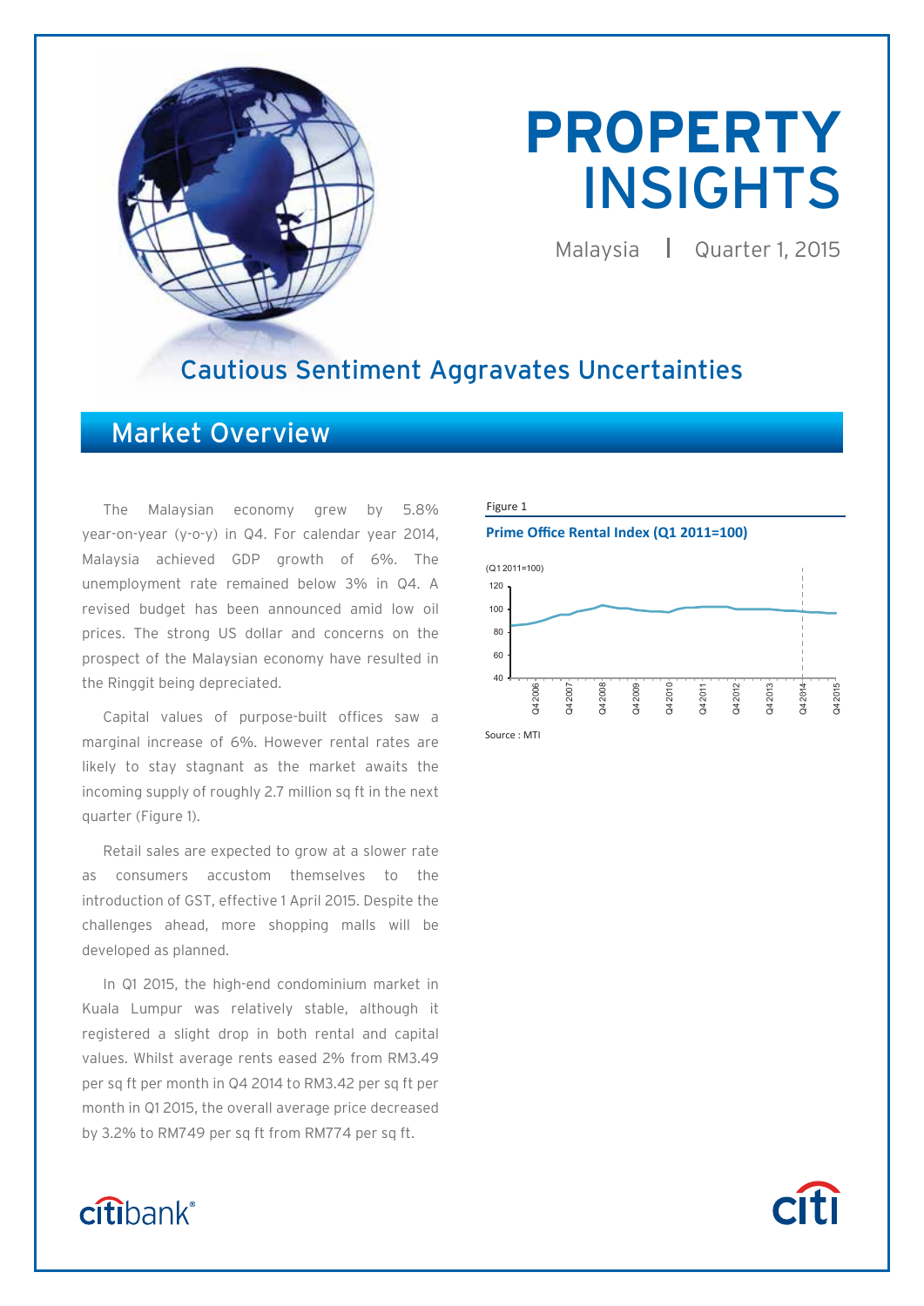# PROPERTY INSIGHTS

Malaysia | Quarter 1, 2015

## Cautious Sentiment Aggravates Uncertainties

## Market Overview

The Malaysian economy grew by 5.8% year-on-year (y-o-y) in Q4. For calendar year 2014, Malaysia achieved GDP growth of 6%. The unemployment rate remained below 3% in Q4. A revised budget has been announced amid low oil prices. The strong US dollar and concerns on the prospect of the Malaysian economy have resulted in the Ringgit being depreciated.

Capital values of purpose-built offices saw a marginal increase of 6%. However rental rates are likely to stay stagnant as the market awaits the incoming supply of roughly 2.7 million sq ft in the next quarter (Figure 1).

Retail sales are expected to grow at a slower rate as consumers accustom themselves to the introduction of GST, effective 1 April 2015. Despite the challenges ahead, more shopping malls will be developed as planned.

In Q1 2015, the high-end condominium market in Kuala Lumpur was relatively stable, although it registered a slight drop in both rental and capital values. Whilst average rents eased 2% from RM3.49 per sq ft per month in Q4 2014 to RM3.42 per sq ft per month in Q1 2015, the overall average price decreased by 3.2% to RM749 per sq ft from RM774 per sq ft.

Figure 1

**Prime Office Rental Index (Q1 2011=100)**

Source : MTI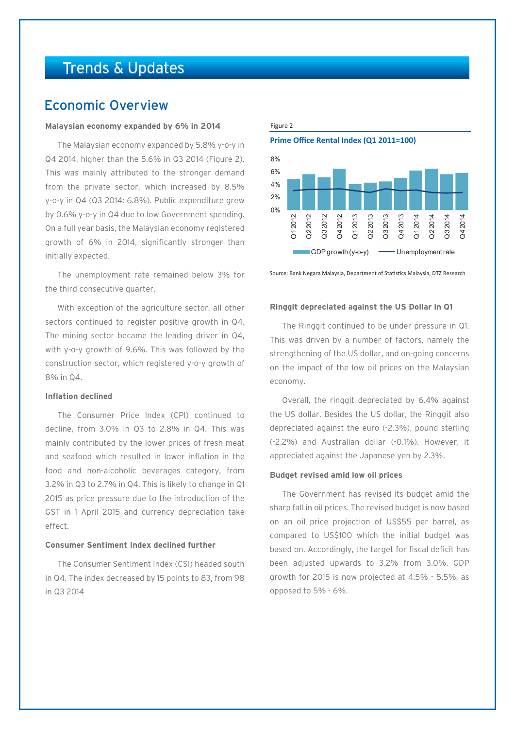# Trends & Updates

## Economic Overview

**Malaysian economy expanded by 6% in 2014**

The Malaysian economy expanded by 5.8% y-o-y in Q4 2014, higher than the 5.6% in Q3 2014 (Figure 2). This was mainly attributed to the stronger demand from the private sector, which increased by 8.5% y-o-y in Q4 (Q3 2014: 6.8%). Public expenditure grew by 0.6% y-o-y in Q4 due to low Government spending. On a full year basis, the Malaysian economy registered growth of 6% in 2014, significantly stronger than initially expected.

The unemployment rate remained below 3% for the third consecutive quarter.

With exception of the agriculture sector, all other sectors continued to register positive growth in Q4. The mining sector became the leading driver in Q4, with y-o-y growth of 9.6%. This was followed by the construction sector, which registered y-o-y growth of 8% in Q4.

**Inflation declined**

The Consumer Price Index (CPI) continued to decline, from 3.0% in Q3 to 2.8% in Q4. This was mainly contributed by the lower prices of fresh meat and seafood which resulted in lower inflation in the food and non-alcoholic beverages category, from 3.2% in Q3 to 2.7% in Q4. This is likely to change in Q1 2015 as price pressure due to the introduction of the GST in 1 April 2015 and currency depreciation take effect.

**Consumer Sentiment Index declined further**

The Consumer Sentiment Index (CSI) headed south in Q4. The index decreased by 15 points to 83, from 98 in Q3 2014

Figure 2

**Prime Office Rental Index (Q1 2011=100)**

Source: Bank Negara Malaysia, Department of Statistics Malaysia, DTZ Research

**Ringgit depreciated against the US Dollar in Q1**

The Ringgit continued to be under pressure in Q1. This was driven by a number of factors, namely the strengthening of the US dollar, and on-going concerns on the impact of the low oil prices on the Malaysian economy.

Overall, the ringgit depreciated by 6.4% against the US dollar. Besides the US dollar, the Ringgit also depreciated against the euro (-2.3%), pound sterling (-2.2%) and Australian dollar (-0.1%). However, it appreciated against the Japanese yen by 2.3%.

**Budget revised amid low oil prices**

The Government has revised its budget amid the sharp fall in oil prices. The revised budget is now based on an oil price projection of US$55 per barrel, as compared to US$100 which the initial budget was based on. Accordingly, the target for fiscal deficit has been adjusted upwards to 3.2% from 3.0%. GDP growth for 2015 is now projected at 4.5% - 5.5%, as opposed to 5% - 6%.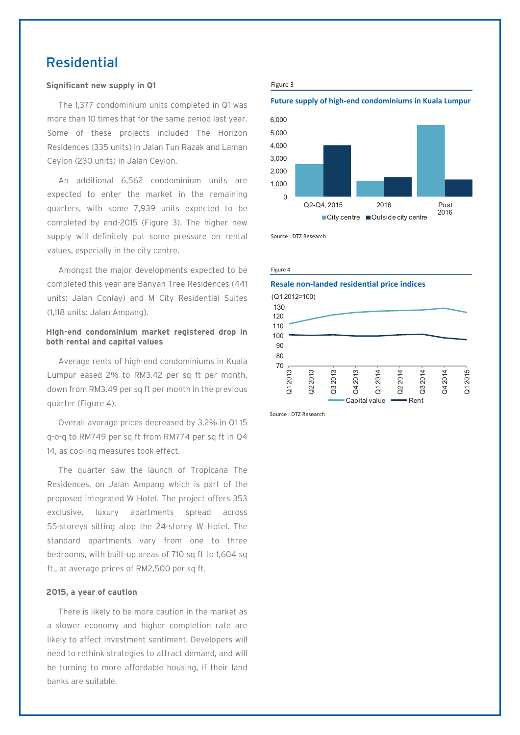# Residential

**Significant new supply in Q1**

The 1,377 condominium units completed in Q1 was more than 10 times that for the same period last year. Some of these projects included The Horizon Residences (335 units) in Jalan Tun Razak and Laman Ceylon (230 units) in Jalan Ceylon.

An additional 6,562 condominium units are expected to enter the market in the remaining quarters, with some 7,939 units expected to be completed by end-2015 (Figure 3). The higher new supply will definitely put some pressure on rental values, especially in the city centre.

Amongst the major developments expected to be completed this year are Banyan Tree Residences (441 units: Jalan Conlay) and M City Residential Suites (1,118 units: Jalan Ampang).

**High-end condominium market registered drop in both rental and capital values**

Average rents of high-end condominiums in Kuala Lumpur eased 2% to RM3.42 per sq ft per month, down from RM3.49 per sq ft per month in the previous quarter (Figure 4).

Overall average prices decreased by 3.2% in Q1 15 q-o-q to RM749 per sq ft from RM774 per sq ft in Q4 14, as cooling measures took effect.

The quarter saw the launch of Tropicana The Residences, on Jalan Ampang which is part of the proposed integrated W Hotel. The project offers 353 exclusive, luxury apartments spread across 55-storeys sitting atop the 24-storey W Hotel. The standard apartments vary from one to three bedrooms, with built-up areas of 710 sq ft to 1,604 sq ft., at average prices of RM2,500 per sq ft.

**2015, a year of caution**

There is likely to be more caution in the market as a slower economy and higher completion rate are likely to affect investment sentiment. Developers will need to rethink strategies to attract demand, and will be turning to more affordable housing, if their land banks are suitable.

Figure 3

**Future supply of high-end condominiums in Kuala Lumpur**

| | City centre | Outside city centre |
|---|---|---|
| Q2-Q4, 2015 | ~2,550 | ~4,000 |
| 2016 | ~1,250 | ~1,550 |
| Post 2016 | ~5,600 | ~1,350 |

Source : DTZ Research

Figure 4

**Resale non-landed residential price indices**

(Q1 2012=100)

| | Capital value | Rent |
|---|---|---|
| Q1 2013 | ~112 | ~101 |
| Q2 2013 | ~117 | ~100 |
| Q3 2013 | ~122 | ~101 |
| Q4 2013 | ~124 | ~99 |
| Q1 2014 | ~125 | ~99 |
| Q2 2014 | ~125 | ~101 |
| Q3 2014 | ~126 | ~102 |
| Q4 2014 | ~128 | ~98 |
| Q1 2015 | ~124 | ~96 |

Source : DTZ Research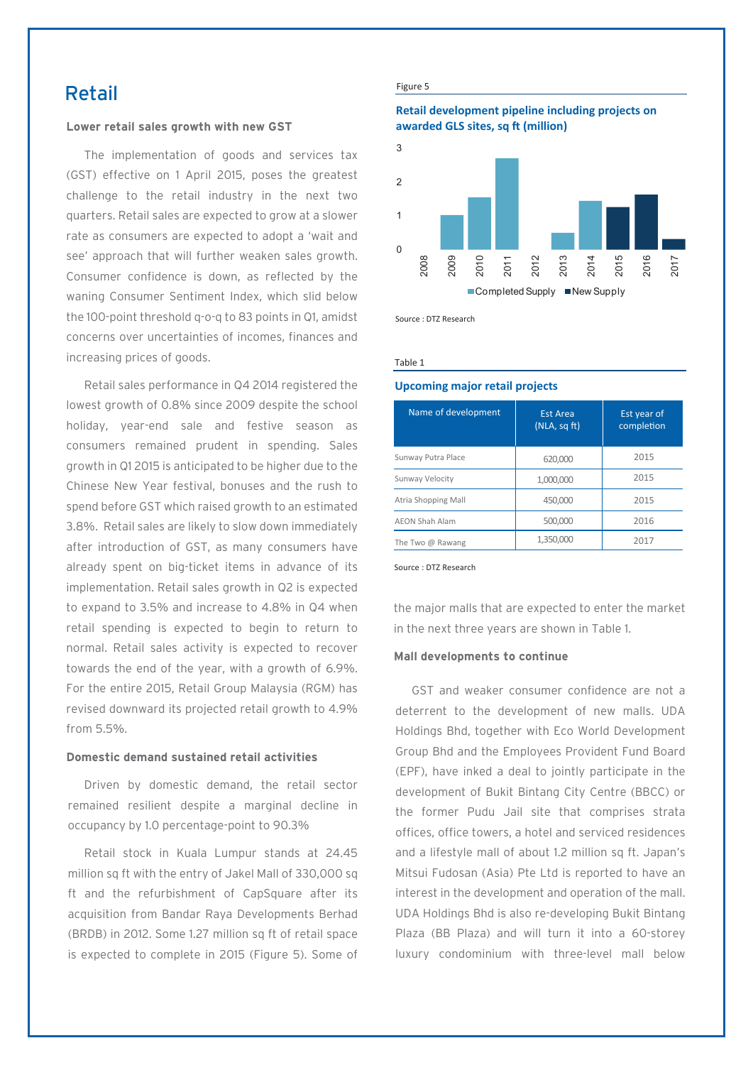# Retail

**Lower retail sales growth with new GST**

The implementation of goods and services tax (GST) effective on 1 April 2015, poses the greatest challenge to the retail industry in the next two quarters. Retail sales are expected to grow at a slower rate as consumers are expected to adopt a 'wait and see' approach that will further weaken sales growth. Consumer confidence is down, as reflected by the waning Consumer Sentiment Index, which slid below the 100-point threshold q-o-q to 83 points in Q1, amidst concerns over uncertainties of incomes, finances and increasing prices of goods.

Retail sales performance in Q4 2014 registered the lowest growth of 0.8% since 2009 despite the school holiday, year-end sale and festive season as consumers remained prudent in spending. Sales growth in Q1 2015 is anticipated to be higher due to the Chinese New Year festival, bonuses and the rush to spend before GST which raised growth to an estimated 3.8%. Retail sales are likely to slow down immediately after introduction of GST, as many consumers have already spent on big-ticket items in advance of its implementation. Retail sales growth in Q2 is expected to expand to 3.5% and increase to 4.8% in Q4 when retail spending is expected to begin to return to normal. Retail sales activity is expected to recover towards the end of the year, with a growth of 6.9%. For the entire 2015, Retail Group Malaysia (RGM) has revised downward its projected retail growth to 4.9% from 5.5%.

**Domestic demand sustained retail activities**

Driven by domestic demand, the retail sector remained resilient despite a marginal decline in occupancy by 1.0 percentage-point to 90.3%

Retail stock in Kuala Lumpur stands at 24.45 million sq ft with the entry of Jakel Mall of 330,000 sq ft and the refurbishment of CapSquare after its acquisition from Bandar Raya Developments Berhad (BRDB) in 2012. Some 1.27 million sq ft of retail space is expected to complete in 2015 (Figure 5). Some of the major malls that are expected to enter the market in the next three years are shown in Table 1.

Figure 5

**Retail development pipeline including projects on awarded GLS sites, sq ft (million)**

| Year | Completed Supply | New Supply |
|---|---|---|
| 2008 | 0 | |
| 2009 | ~1.0 | |
| 2010 | ~1.55 | |
| 2011 | ~2.7 | |
| 2012 | 0 | |
| 2013 | ~0.5 | |
| 2014 | ~1.45 | |
| 2015 | | ~1.27 |
| 2016 | | ~1.6 |
| 2017 | | ~0.3 |

Source : DTZ Research

Table 1

**Upcoming major retail projects**

| Name of development | Est Area (NLA, sq ft) | Est year of completion |
|---|---|---|
| Sunway Putra Place | 620,000 | 2015 |
| Sunway Velocity | 1,000,000 | 2015 |
| Atria Shopping Mall | 450,000 | 2015 |
| AEON Shah Alam | 500,000 | 2016 |
| The Two @ Rawang | 1,350,000 | 2017 |

Source : DTZ Research

**Mall developments to continue**

GST and weaker consumer confidence are not a deterrent to the development of new malls. UDA Holdings Bhd, together with Eco World Development Group Bhd and the Employees Provident Fund Board (EPF), have inked a deal to jointly participate in the development of Bukit Bintang City Centre (BBCC) or the former Pudu Jail site that comprises strata offices, office towers, a hotel and serviced residences and a lifestyle mall of about 1.2 million sq ft. Japan's Mitsui Fudosan (Asia) Pte Ltd is reported to have an interest in the development and operation of the mall. UDA Holdings Bhd is also re-developing Bukit Bintang Plaza (BB Plaza) and will turn it into a 60-storey luxury condominium with three-level mall below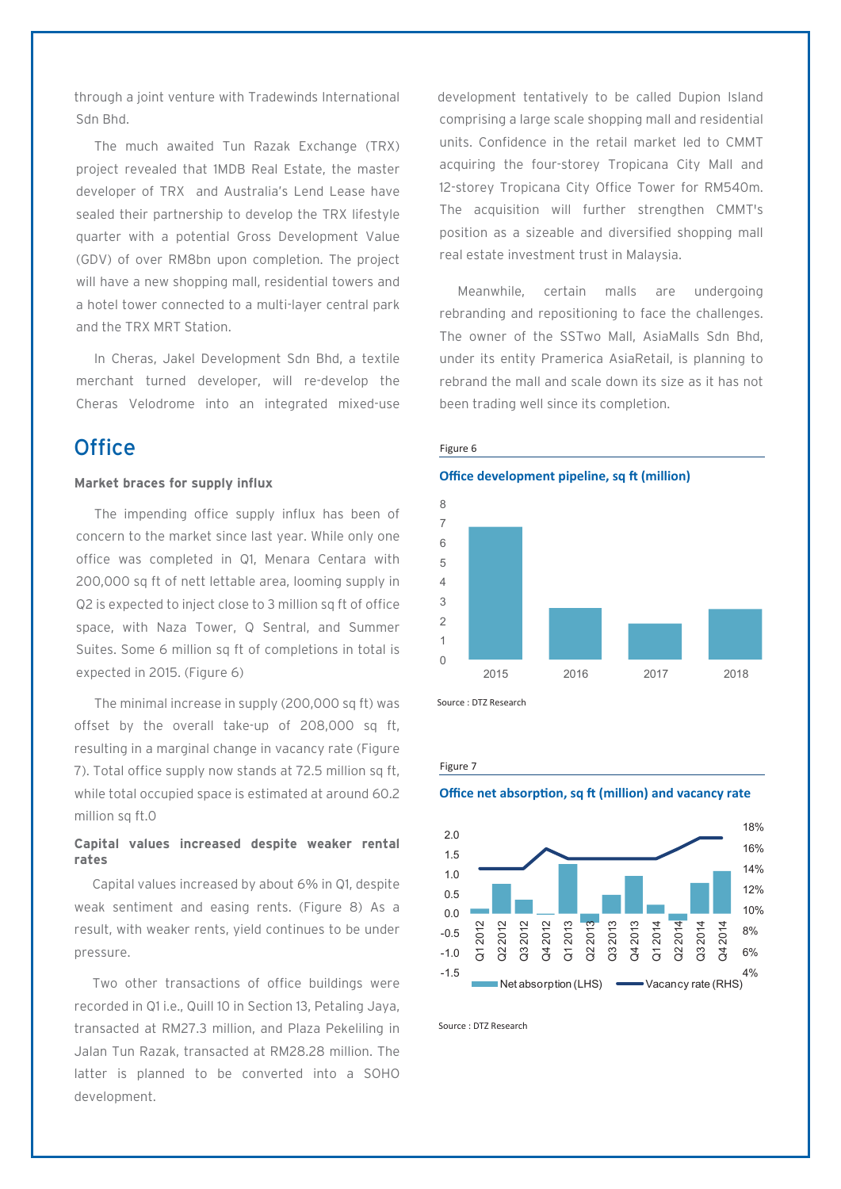through a joint venture with Tradewinds International Sdn Bhd.

The much awaited Tun Razak Exchange (TRX) project revealed that 1MDB Real Estate, the master developer of TRX and Australia's Lend Lease have sealed their partnership to develop the TRX lifestyle quarter with a potential Gross Development Value (GDV) of over RM8bn upon completion. The project will have a new shopping mall, residential towers and a hotel tower connected to a multi-layer central park and the TRX MRT Station.

In Cheras, Jakel Development Sdn Bhd, a textile merchant turned developer, will re-develop the Cheras Velodrome into an integrated mixed-use development tentatively to be called Dupion Island comprising a large scale shopping mall and residential units. Confidence in the retail market led to CMMT acquiring the four-storey Tropicana City Mall and 12-storey Tropicana City Office Tower for RM540m. The acquisition will further strengthen CMMT's position as a sizeable and diversified shopping mall real estate investment trust in Malaysia.

Meanwhile, certain malls are undergoing rebranding and repositioning to face the challenges. The owner of the SSTwo Mall, AsiaMalls Sdn Bhd, under its entity Pramerica AsiaRetail, is planning to rebrand the mall and scale down its size as it has not been trading well since its completion.

## Office

**Market braces for supply influx**

The impending office supply influx has been of concern to the market since last year. While only one office was completed in Q1, Menara Centara with 200,000 sq ft of nett lettable area, looming supply in Q2 is expected to inject close to 3 million sq ft of office space, with Naza Tower, Q Sentral, and Summer Suites. Some 6 million sq ft of completions in total is expected in 2015. (Figure 6)

The minimal increase in supply (200,000 sq ft) was offset by the overall take-up of 208,000 sq ft, resulting in a marginal change in vacancy rate (Figure 7). Total office supply now stands at 72.5 million sq ft, while total occupied space is estimated at around 60.2 million sq ft.0

**Capital values increased despite weaker rental rates**

Capital values increased by about 6% in Q1, despite weak sentiment and easing rents. (Figure 8) As a result, with weaker rents, yield continues to be under pressure.

Two other transactions of office buildings were recorded in Q1 i.e., Quill 10 in Section 13, Petaling Jaya, transacted at RM27.3 million, and Plaza Pekeliling in Jalan Tun Razak, transacted at RM28.28 million. The latter is planned to be converted into a SOHO development.

Figure 6

**Office development pipeline, sq ft (million)**

Source : DTZ Research

Figure 7

**Office net absorption, sq ft (million) and vacancy rate**

Source : DTZ Research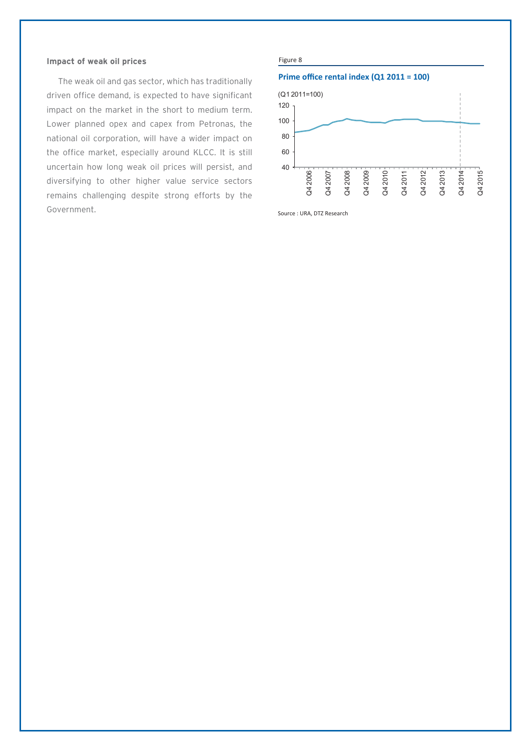### Impact of weak oil prices

The weak oil and gas sector, which has traditionally driven office demand, is expected to have significant impact on the market in the short to medium term. Lower planned opex and capex from Petronas, the national oil corporation, will have a wider impact on the office market, especially around KLCC. It is still uncertain how long weak oil prices will persist, and diversifying to other higher value service sectors remains challenging despite strong efforts by the Government.

Figure 8

**Prime office rental index (Q1 2011 = 100)**

Source : URA, DTZ Research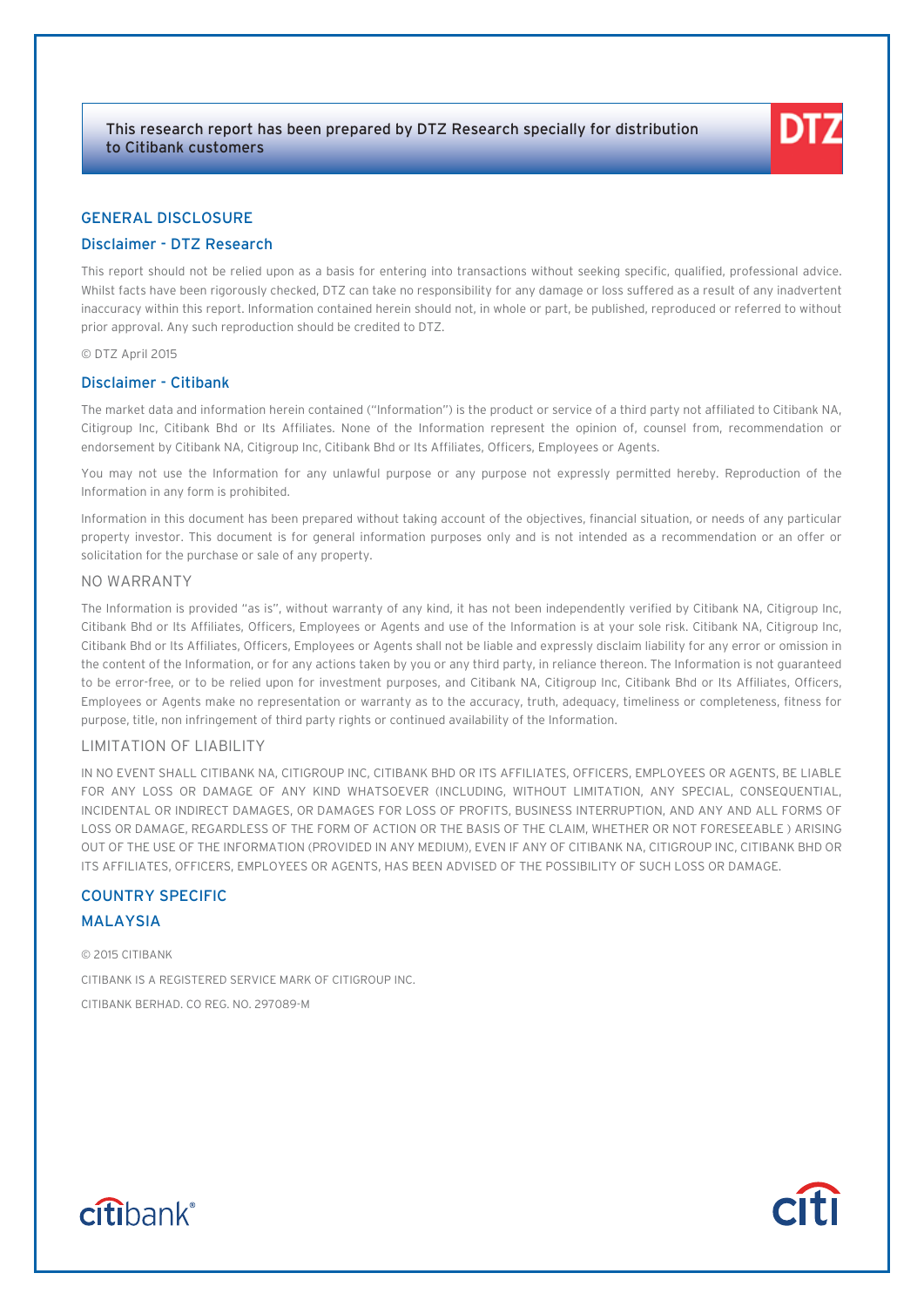This research report has been prepared by DTZ Research specially for distribution to Citibank customers

## GENERAL DISCLOSURE

### Disclaimer - DTZ Research

This report should not be relied upon as a basis for entering into transactions without seeking specific, qualified, professional advice. Whilst facts have been rigorously checked, DTZ can take no responsibility for any damage or loss suffered as a result of any inadvertent inaccuracy within this report. Information contained herein should not, in whole or part, be published, reproduced or referred to without prior approval. Any such reproduction should be credited to DTZ.

© DTZ April 2015

### Disclaimer - Citibank

The market data and information herein contained ("Information") is the product or service of a third party not affiliated to Citibank NA, Citigroup Inc, Citibank Bhd or Its Affiliates. None of the Information represent the opinion of, counsel from, recommendation or endorsement by Citibank NA, Citigroup Inc, Citibank Bhd or Its Affiliates, Officers, Employees or Agents.

You may not use the Information for any unlawful purpose or any purpose not expressly permitted hereby. Reproduction of the Information in any form is prohibited.

Information in this document has been prepared without taking account of the objectives, financial situation, or needs of any particular property investor. This document is for general information purposes only and is not intended as a recommendation or an offer or solicitation for the purchase or sale of any property.

#### NO WARRANTY

The Information is provided "as is", without warranty of any kind, it has not been independently verified by Citibank NA, Citigroup Inc, Citibank Bhd or Its Affiliates, Officers, Employees or Agents and use of the Information is at your sole risk. Citibank NA, Citigroup Inc, Citibank Bhd or Its Affiliates, Officers, Employees or Agents shall not be liable and expressly disclaim liability for any error or omission in the content of the Information, or for any actions taken by you or any third party, in reliance thereon. The Information is not guaranteed to be error-free, or to be relied upon for investment purposes, and Citibank NA, Citigroup Inc, Citibank Bhd or Its Affiliates, Officers, Employees or Agents make no representation or warranty as to the accuracy, truth, adequacy, timeliness or completeness, fitness for purpose, title, non infringement of third party rights or continued availability of the Information.

#### LIMITATION OF LIABILITY

IN NO EVENT SHALL CITIBANK NA, CITIGROUP INC, CITIBANK BHD OR ITS AFFILIATES, OFFICERS, EMPLOYEES OR AGENTS, BE LIABLE FOR ANY LOSS OR DAMAGE OF ANY KIND WHATSOEVER (INCLUDING, WITHOUT LIMITATION, ANY SPECIAL, CONSEQUENTIAL, INCIDENTAL OR INDIRECT DAMAGES, OR DAMAGES FOR LOSS OF PROFITS, BUSINESS INTERRUPTION, AND ANY AND ALL FORMS OF LOSS OR DAMAGE, REGARDLESS OF THE FORM OF ACTION OR THE BASIS OF THE CLAIM, WHETHER OR NOT FORESEEABLE ) ARISING OUT OF THE USE OF THE INFORMATION (PROVIDED IN ANY MEDIUM), EVEN IF ANY OF CITIBANK NA, CITIGROUP INC, CITIBANK BHD OR ITS AFFILIATES, OFFICERS, EMPLOYEES OR AGENTS, HAS BEEN ADVISED OF THE POSSIBILITY OF SUCH LOSS OR DAMAGE.

## COUNTRY SPECIFIC

### MALAYSIA

© 2015 CITIBANK

CITIBANK IS A REGISTERED SERVICE MARK OF CITIGROUP INC.

CITIBANK BERHAD. CO REG. NO. 297089-M